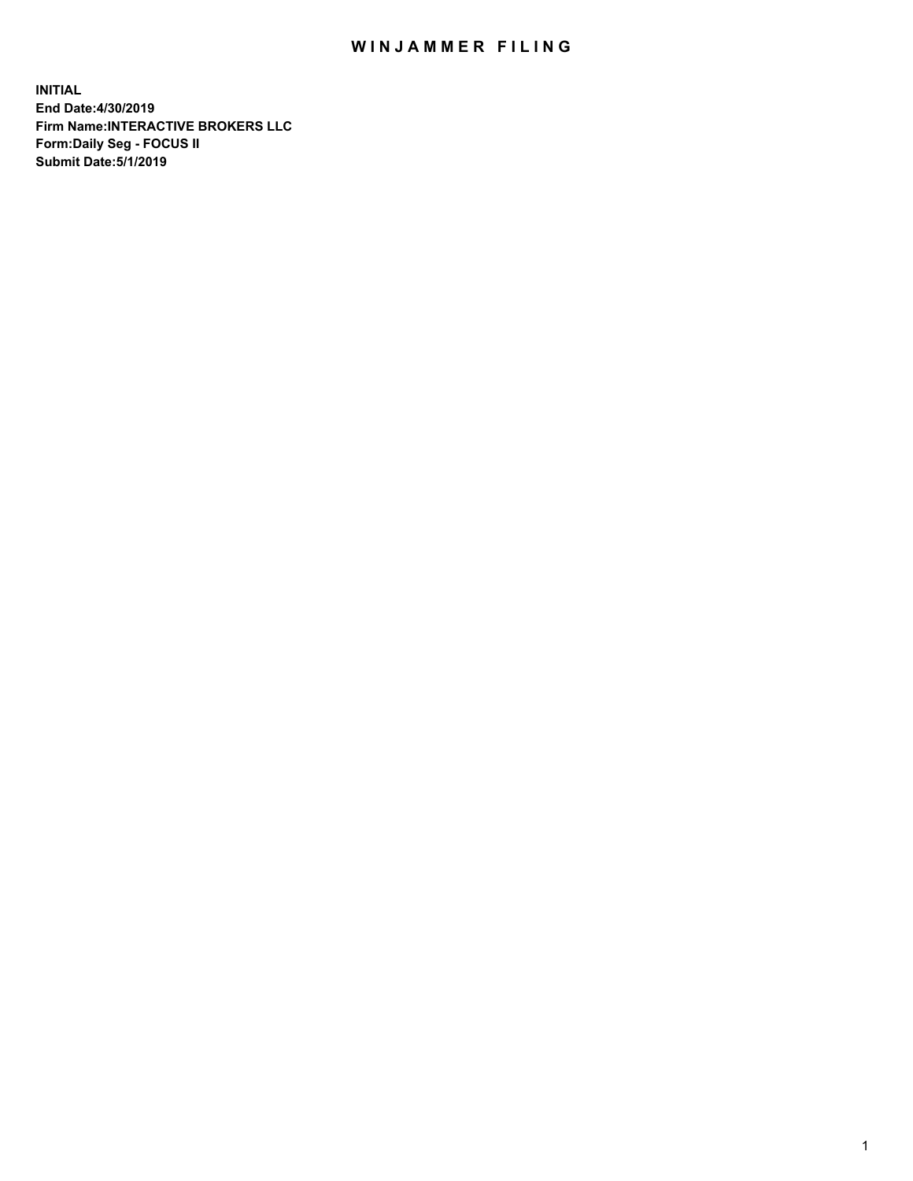# WINJAMMER FILING

**INITIAL**
**End Date:4/30/2019**
**Firm Name:INTERACTIVE BROKERS LLC**
**Form:Daily Seg - FOCUS II**
**Submit Date:5/1/2019**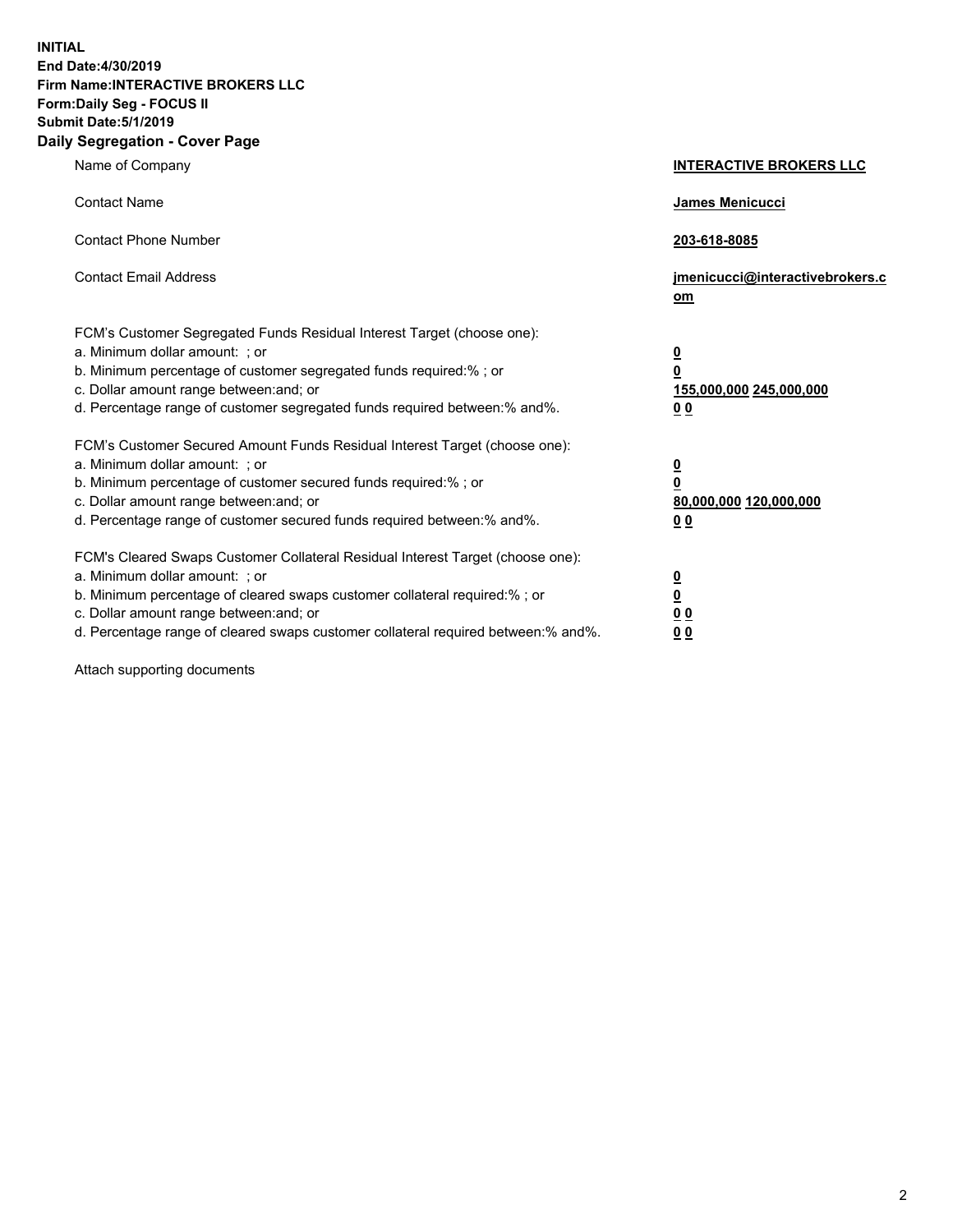**INITIAL**
**End Date:4/30/2019**
**Firm Name:INTERACTIVE BROKERS LLC**
**Form:Daily Seg - FOCUS II**
**Submit Date:5/1/2019**
**Daily Segregation - Cover Page**

| | |
|---|---|
| Name of Company | **INTERACTIVE BROKERS LLC** |
| Contact Name | **James Menicucci** |
| Contact Phone Number | **203-618-8085** |
| Contact Email Address | **jmenicucci@interactivebrokers.com** |

FCM's Customer Segregated Funds Residual Interest Target (choose one):

| | |
|---|---|
| a. Minimum dollar amount: ; or | **0** |
| b. Minimum percentage of customer segregated funds required:% ; or | **0** |
| c. Dollar amount range between:and; or | **155,000,000** **245,000,000** |
| d. Percentage range of customer segregated funds required between:% and%. | **0** **0** |

FCM's Customer Secured Amount Funds Residual Interest Target (choose one):

| | |
|---|---|
| a. Minimum dollar amount: ; or | **0** |
| b. Minimum percentage of customer secured funds required:% ; or | **0** |
| c. Dollar amount range between:and; or | **80,000,000** **120,000,000** |
| d. Percentage range of customer secured funds required between:% and%. | **0** **0** |

FCM's Cleared Swaps Customer Collateral Residual Interest Target (choose one):

| | |
|---|---|
| a. Minimum dollar amount: ; or | **0** |
| b. Minimum percentage of cleared swaps customer collateral required:% ; or | **0** |
| c. Dollar amount range between:and; or | **0** **0** |
| d. Percentage range of cleared swaps customer collateral required between:% and%. | **0** **0** |

Attach supporting documents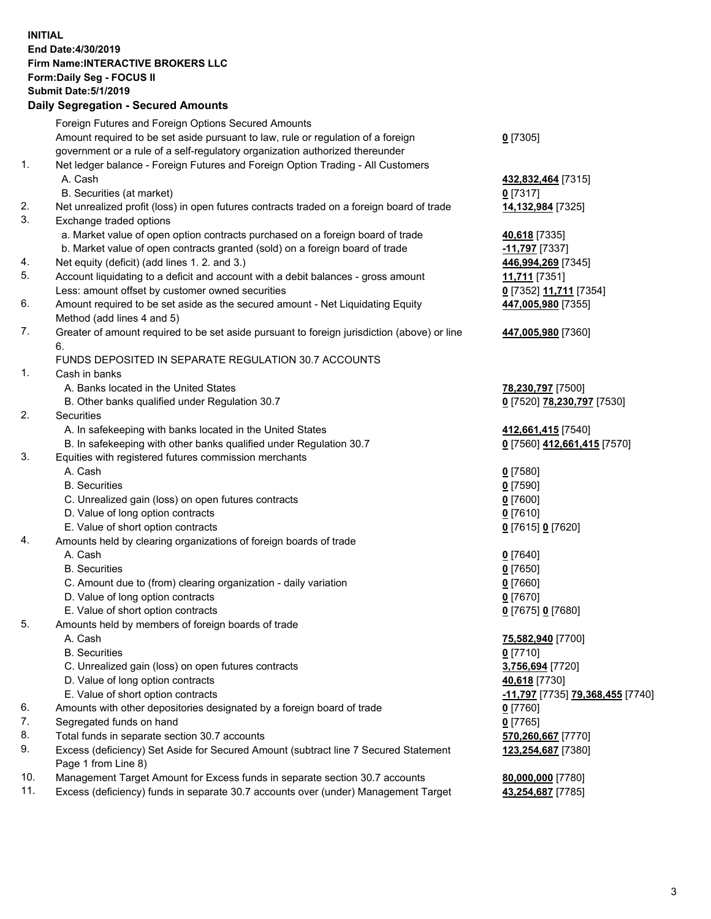**INITIAL**
**End Date:4/30/2019**
**Firm Name:INTERACTIVE BROKERS LLC**
**Form:Daily Seg - FOCUS II**
**Submit Date:5/1/2019**

## Daily Segregation - Secured Amounts

| | | |
|---|---|---|
| | Foreign Futures and Foreign Options Secured Amounts | |
| | Amount required to be set aside pursuant to law, rule or regulation of a foreign government or a rule of a self-regulatory organization authorized thereunder | **0** [7305] |
| 1. | Net ledger balance - Foreign Futures and Foreign Option Trading - All Customers | |
| | A. Cash | **432,832,464** [7315] |
| | B. Securities (at market) | **0** [7317] |
| 2. | Net unrealized profit (loss) in open futures contracts traded on a foreign board of trade | **14,132,984** [7325] |
| 3. | Exchange traded options | |
| | a. Market value of open option contracts purchased on a foreign board of trade | **40,618** [7335] |
| | b. Market value of open contracts granted (sold) on a foreign board of trade | **-11,797** [7337] |
| 4. | Net equity (deficit) (add lines 1. 2. and 3.) | **446,994,269** [7345] |
| 5. | Account liquidating to a deficit and account with a debit balances - gross amount | **11,711** [7351] |
| | Less: amount offset by customer owned securities | **0** [7352] **11,711** [7354] |
| 6. | Amount required to be set aside as the secured amount - Net Liquidating Equity Method (add lines 4 and 5) | **447,005,980** [7355] |
| 7. | Greater of amount required to be set aside pursuant to foreign jurisdiction (above) or line 6. | **447,005,980** [7360] |
| | FUNDS DEPOSITED IN SEPARATE REGULATION 30.7 ACCOUNTS | |
| 1. | Cash in banks | |
| | A. Banks located in the United States | **78,230,797** [7500] |
| | B. Other banks qualified under Regulation 30.7 | **0** [7520] **78,230,797** [7530] |
| 2. | Securities | |
| | A. In safekeeping with banks located in the United States | **412,661,415** [7540] |
| | B. In safekeeping with other banks qualified under Regulation 30.7 | **0** [7560] **412,661,415** [7570] |
| 3. | Equities with registered futures commission merchants | |
| | A. Cash | **0** [7580] |
| | B. Securities | **0** [7590] |
| | C. Unrealized gain (loss) on open futures contracts | **0** [7600] |
| | D. Value of long option contracts | **0** [7610] |
| | E. Value of short option contracts | **0** [7615] **0** [7620] |
| 4. | Amounts held by clearing organizations of foreign boards of trade | |
| | A. Cash | **0** [7640] |
| | B. Securities | **0** [7650] |
| | C. Amount due to (from) clearing organization - daily variation | **0** [7660] |
| | D. Value of long option contracts | **0** [7670] |
| | E. Value of short option contracts | **0** [7675] **0** [7680] |
| 5. | Amounts held by members of foreign boards of trade | |
| | A. Cash | **75,582,940** [7700] |
| | B. Securities | **0** [7710] |
| | C. Unrealized gain (loss) on open futures contracts | **3,756,694** [7720] |
| | D. Value of long option contracts | **40,618** [7730] |
| | E. Value of short option contracts | **-11,797** [7735] **79,368,455** [7740] |
| 6. | Amounts with other depositories designated by a foreign board of trade | **0** [7760] |
| 7. | Segregated funds on hand | **0** [7765] |
| 8. | Total funds in separate section 30.7 accounts | **570,260,667** [7770] |
| 9. | Excess (deficiency) Set Aside for Secured Amount (subtract line 7 Secured Statement Page 1 from Line 8) | **123,254,687** [7380] |
| 10. | Management Target Amount for Excess funds in separate section 30.7 accounts | **80,000,000** [7780] |
| 11. | Excess (deficiency) funds in separate 30.7 accounts over (under) Management Target | **43,254,687** [7785] |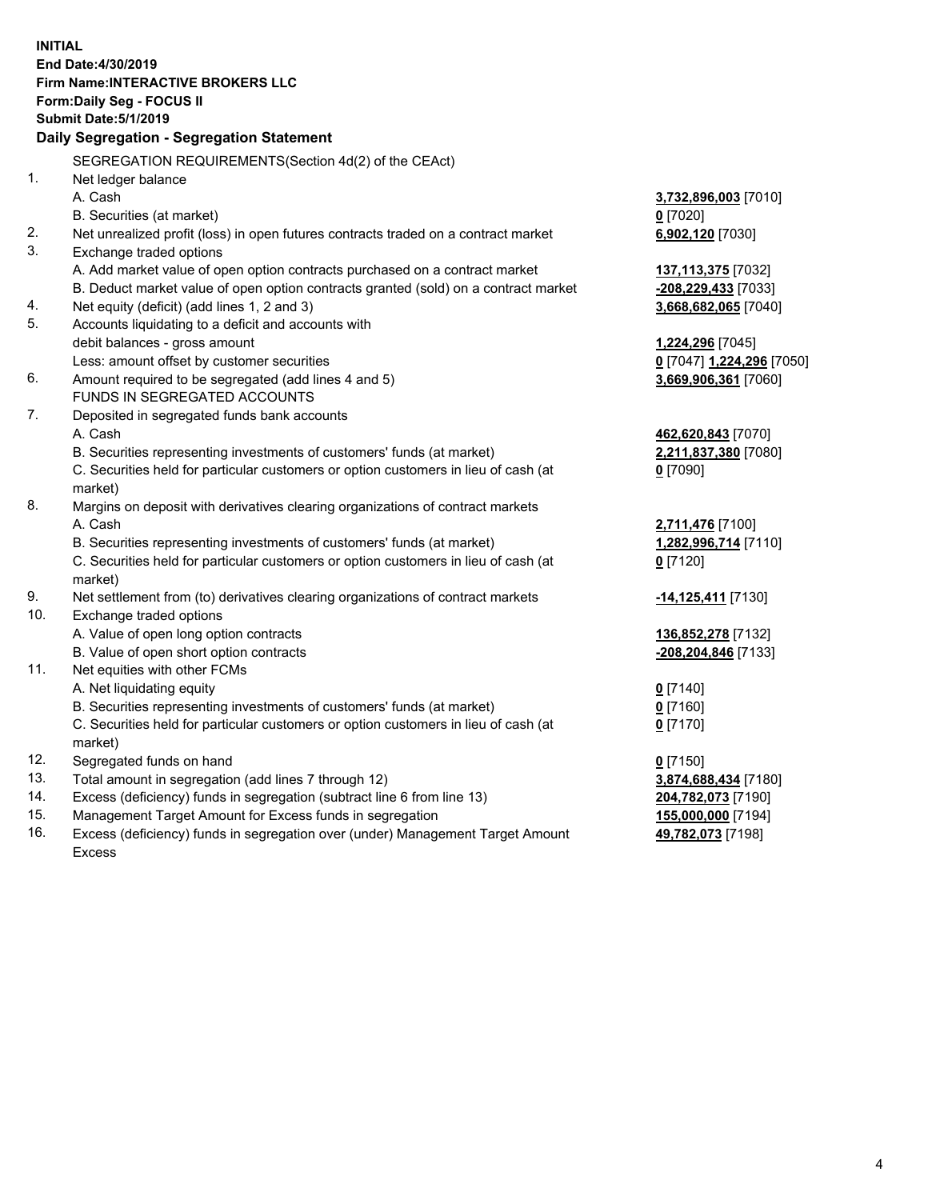**INITIAL**
**End Date:4/30/2019**
**Firm Name:INTERACTIVE BROKERS LLC**
**Form:Daily Seg - FOCUS II**
**Submit Date:5/1/2019**

**Daily Segregation - Segregation Statement**

| | | |
|---|---|---|
| | SEGREGATION REQUIREMENTS(Section 4d(2) of the CEAct) | |
| 1. | Net ledger balance | |
| | A. Cash | **3,732,896,003** [7010] |
| | B. Securities (at market) | **0** [7020] |
| 2. | Net unrealized profit (loss) in open futures contracts traded on a contract market | **6,902,120** [7030] |
| 3. | Exchange traded options | |
| | A. Add market value of open option contracts purchased on a contract market | **137,113,375** [7032] |
| | B. Deduct market value of open option contracts granted (sold) on a contract market | **-208,229,433** [7033] |
| 4. | Net equity (deficit) (add lines 1, 2 and 3) | **3,668,682,065** [7040] |
| 5. | Accounts liquidating to a deficit and accounts with | |
| | debit balances - gross amount | **1,224,296** [7045] |
| | Less: amount offset by customer securities | **0** [7047] **1,224,296** [7050] |
| 6. | Amount required to be segregated (add lines 4 and 5) | **3,669,906,361** [7060] |
| | FUNDS IN SEGREGATED ACCOUNTS | |
| 7. | Deposited in segregated funds bank accounts | |
| | A. Cash | **462,620,843** [7070] |
| | B. Securities representing investments of customers' funds (at market) | **2,211,837,380** [7080] |
| | C. Securities held for particular customers or option customers in lieu of cash (at market) | **0** [7090] |
| 8. | Margins on deposit with derivatives clearing organizations of contract markets | |
| | A. Cash | **2,711,476** [7100] |
| | B. Securities representing investments of customers' funds (at market) | **1,282,996,714** [7110] |
| | C. Securities held for particular customers or option customers in lieu of cash (at market) | **0** [7120] |
| 9. | Net settlement from (to) derivatives clearing organizations of contract markets | **-14,125,411** [7130] |
| 10. | Exchange traded options | |
| | A. Value of open long option contracts | **136,852,278** [7132] |
| | B. Value of open short option contracts | **-208,204,846** [7133] |
| 11. | Net equities with other FCMs | |
| | A. Net liquidating equity | **0** [7140] |
| | B. Securities representing investments of customers' funds (at market) | **0** [7160] |
| | C. Securities held for particular customers or option customers in lieu of cash (at market) | **0** [7170] |
| 12. | Segregated funds on hand | **0** [7150] |
| 13. | Total amount in segregation (add lines 7 through 12) | **3,874,688,434** [7180] |
| 14. | Excess (deficiency) funds in segregation (subtract line 6 from line 13) | **204,782,073** [7190] |
| 15. | Management Target Amount for Excess funds in segregation | **155,000,000** [7194] |
| 16. | Excess (deficiency) funds in segregation over (under) Management Target Amount Excess | **49,782,073** [7198] |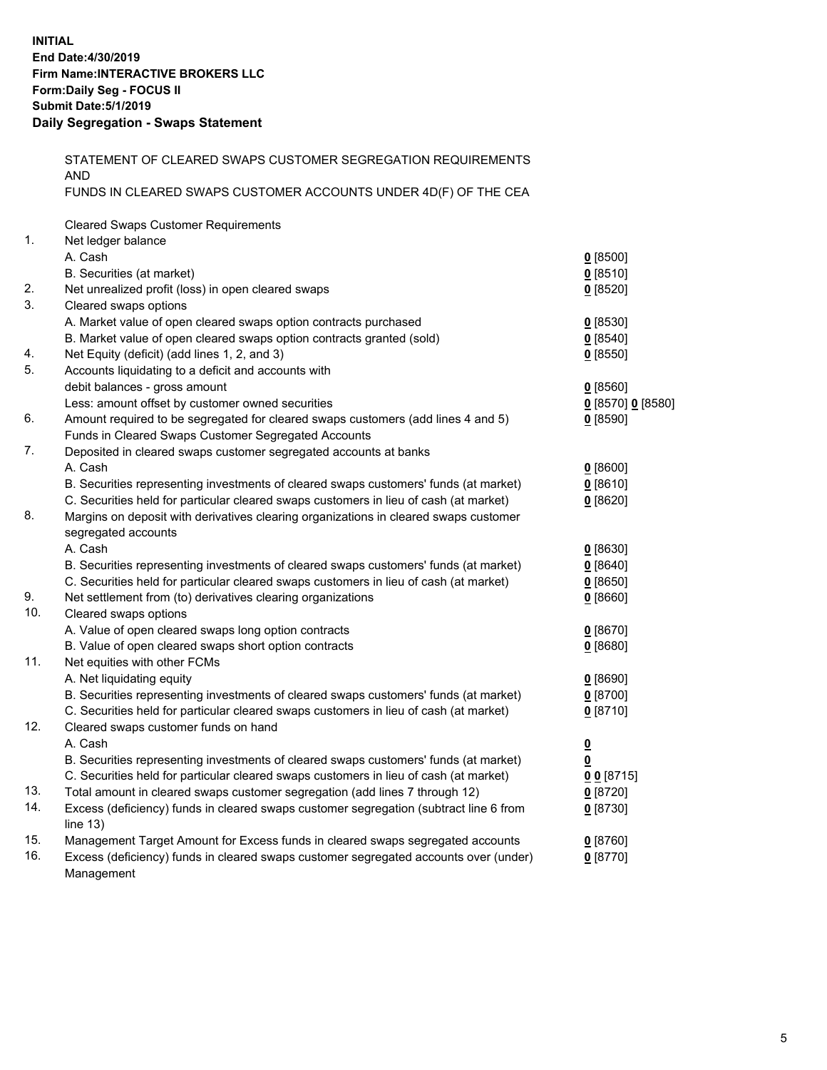**INITIAL**
**End Date:4/30/2019**
**Firm Name:INTERACTIVE BROKERS LLC**
**Form:Daily Seg - FOCUS II**
**Submit Date:5/1/2019**
**Daily Segregation - Swaps Statement**

STATEMENT OF CLEARED SWAPS CUSTOMER SEGREGATION REQUIREMENTS AND FUNDS IN CLEARED SWAPS CUSTOMER ACCOUNTS UNDER 4D(F) OF THE CEA

| | | |
|---|---|---|
| | Cleared Swaps Customer Requirements | |
| 1. | Net ledger balance | |
| | A. Cash | 0 [8500] |
| | B. Securities (at market) | 0 [8510] |
| 2. | Net unrealized profit (loss) in open cleared swaps | 0 [8520] |
| 3. | Cleared swaps options | |
| | A. Market value of open cleared swaps option contracts purchased | 0 [8530] |
| | B. Market value of open cleared swaps option contracts granted (sold) | 0 [8540] |
| 4. | Net Equity (deficit) (add lines 1, 2, and 3) | 0 [8550] |
| 5. | Accounts liquidating to a deficit and accounts with debit balances - gross amount | 0 [8560] |
| | Less: amount offset by customer owned securities | 0 [8570] 0 [8580] |
| 6. | Amount required to be segregated for cleared swaps customers (add lines 4 and 5) | 0 [8590] |
| | Funds in Cleared Swaps Customer Segregated Accounts | |
| 7. | Deposited in cleared swaps customer segregated accounts at banks | |
| | A. Cash | 0 [8600] |
| | B. Securities representing investments of cleared swaps customers' funds (at market) | 0 [8610] |
| | C. Securities held for particular cleared swaps customers in lieu of cash (at market) | 0 [8620] |
| 8. | Margins on deposit with derivatives clearing organizations in cleared swaps customer segregated accounts | |
| | A. Cash | 0 [8630] |
| | B. Securities representing investments of cleared swaps customers' funds (at market) | 0 [8640] |
| | C. Securities held for particular cleared swaps customers in lieu of cash (at market) | 0 [8650] |
| 9. | Net settlement from (to) derivatives clearing organizations | 0 [8660] |
| 10. | Cleared swaps options | |
| | A. Value of open cleared swaps long option contracts | 0 [8670] |
| | B. Value of open cleared swaps short option contracts | 0 [8680] |
| 11. | Net equities with other FCMs | |
| | A. Net liquidating equity | 0 [8690] |
| | B. Securities representing investments of cleared swaps customers' funds (at market) | 0 [8700] |
| | C. Securities held for particular cleared swaps customers in lieu of cash (at market) | 0 [8710] |
| 12. | Cleared swaps customer funds on hand | |
| | A. Cash | 0 |
| | B. Securities representing investments of cleared swaps customers' funds (at market) | 0 |
| | C. Securities held for particular cleared swaps customers in lieu of cash (at market) | 0 0 [8715] |
| 13. | Total amount in cleared swaps customer segregation (add lines 7 through 12) | 0 [8720] |
| 14. | Excess (deficiency) funds in cleared swaps customer segregation (subtract line 6 from line 13) | 0 [8730] |
| 15. | Management Target Amount for Excess funds in cleared swaps segregated accounts | 0 [8760] |
| 16. | Excess (deficiency) funds in cleared swaps customer segregated accounts over (under) Management | 0 [8770] |